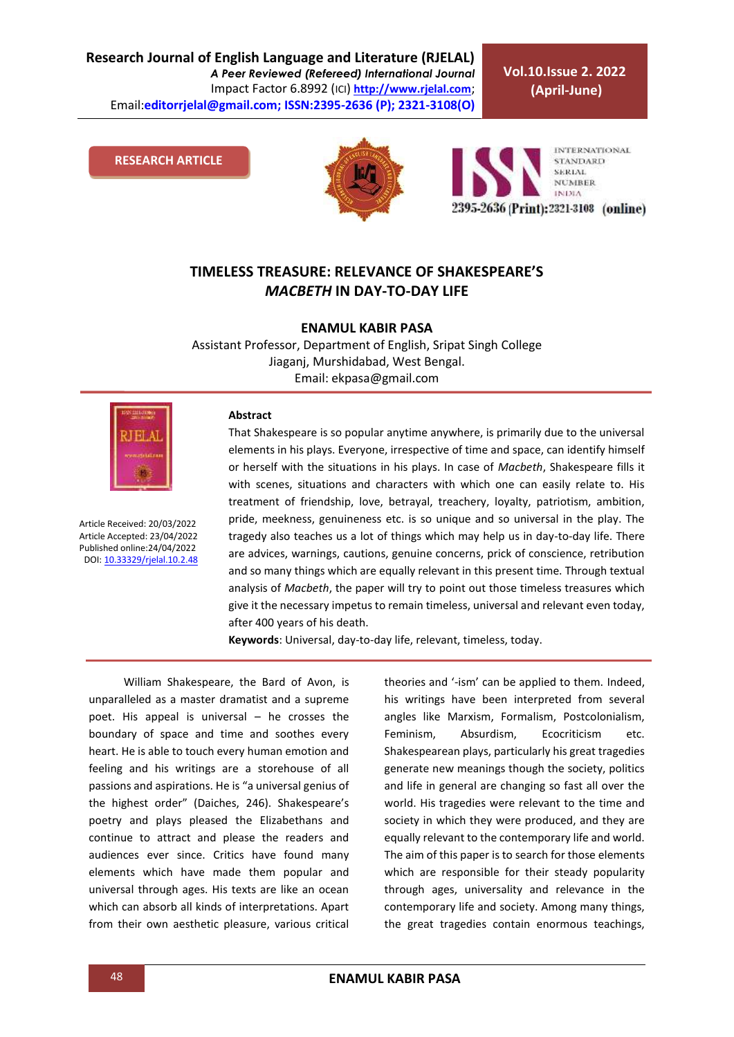Research Journal of English Language and Literature (RJELAL)
*A Peer Reviewed (Refereed) International Journal*
Impact Factor 6.8992 (ICI) http://www.rjelal.com;
Email:editorrjelal@gmail.com; ISSN:2395-2636 (P); 2321-3108(O)

Vol.10.Issue 2. 2022 (April-June)

RESEARCH ARTICLE

# TIMELESS TREASURE: RELEVANCE OF SHAKESPEARE'S *MACBETH* IN DAY-TO-DAY LIFE

**ENAMUL KABIR PASA**

Assistant Professor, Department of English, Sripat Singh College
Jiaganj, Murshidabad, West Bengal.
Email: ekpasa@gmail.com

Article Received: 20/03/2022
Article Accepted: 23/04/2022
Published online:24/04/2022
DOI: 10.33329/rjelal.10.2.48

## Abstract

That Shakespeare is so popular anytime anywhere, is primarily due to the universal elements in his plays. Everyone, irrespective of time and space, can identify himself or herself with the situations in his plays. In case of *Macbeth*, Shakespeare fills it with scenes, situations and characters with which one can easily relate to. His treatment of friendship, love, betrayal, treachery, loyalty, patriotism, ambition, pride, meekness, genuineness etc. is so unique and so universal in the play. The tragedy also teaches us a lot of things which may help us in day-to-day life. There are advices, warnings, cautions, genuine concerns, prick of conscience, retribution and so many things which are equally relevant in this present time. Through textual analysis of *Macbeth*, the paper will try to point out those timeless treasures which give it the necessary impetus to remain timeless, universal and relevant even today, after 400 years of his death.

**Keywords**: Universal, day-to-day life, relevant, timeless, today.

William Shakespeare, the Bard of Avon, is unparalleled as a master dramatist and a supreme poet. His appeal is universal – he crosses the boundary of space and time and soothes every heart. He is able to touch every human emotion and feeling and his writings are a storehouse of all passions and aspirations. He is "a universal genius of the highest order" (Daiches, 246). Shakespeare's poetry and plays pleased the Elizabethans and continue to attract and please the readers and audiences ever since. Critics have found many elements which have made them popular and universal through ages. His texts are like an ocean which can absorb all kinds of interpretations. Apart from their own aesthetic pleasure, various critical theories and '-ism' can be applied to them. Indeed, his writings have been interpreted from several angles like Marxism, Formalism, Postcolonialism, Feminism, Absurdism, Ecocriticism etc. Shakespearean plays, particularly his great tragedies generate new meanings though the society, politics and life in general are changing so fast all over the world. His tragedies were relevant to the time and society in which they were produced, and they are equally relevant to the contemporary life and world. The aim of this paper is to search for those elements which are responsible for their steady popularity through ages, universality and relevance in the contemporary life and society. Among many things, the great tragedies contain enormous teachings,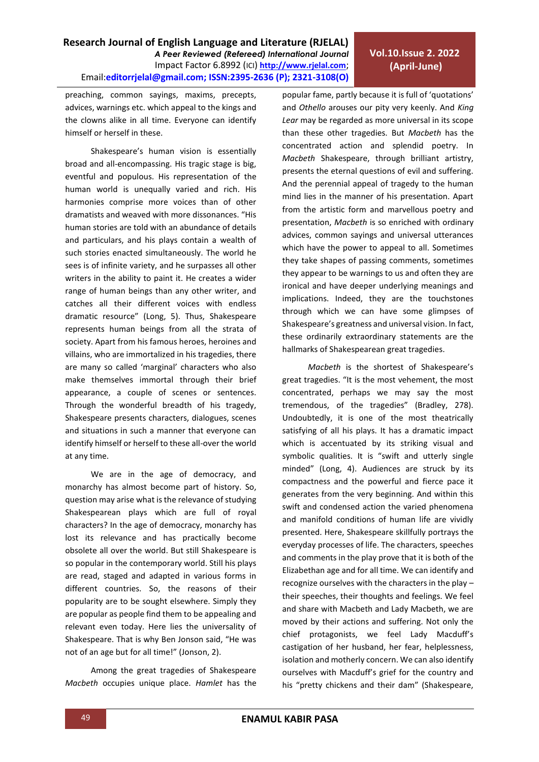preaching, common sayings, maxims, precepts, advices, warnings etc. which appeal to the kings and the clowns alike in all time. Everyone can identify himself or herself in these.

Shakespeare's human vision is essentially broad and all-encompassing. His tragic stage is big, eventful and populous. His representation of the human world is unequally varied and rich. His harmonies comprise more voices than of other dramatists and weaved with more dissonances. "His human stories are told with an abundance of details and particulars, and his plays contain a wealth of such stories enacted simultaneously. The world he sees is of infinite variety, and he surpasses all other writers in the ability to paint it. He creates a wider range of human beings than any other writer, and catches all their different voices with endless dramatic resource" (Long, 5). Thus, Shakespeare represents human beings from all the strata of society. Apart from his famous heroes, heroines and villains, who are immortalized in his tragedies, there are many so called 'marginal' characters who also make themselves immortal through their brief appearance, a couple of scenes or sentences. Through the wonderful breadth of his tragedy, Shakespeare presents characters, dialogues, scenes and situations in such a manner that everyone can identify himself or herself to these all-over the world at any time.

We are in the age of democracy, and monarchy has almost become part of history. So, question may arise what is the relevance of studying Shakespearean plays which are full of royal characters? In the age of democracy, monarchy has lost its relevance and has practically become obsolete all over the world. But still Shakespeare is so popular in the contemporary world. Still his plays are read, staged and adapted in various forms in different countries. So, the reasons of their popularity are to be sought elsewhere. Simply they are popular as people find them to be appealing and relevant even today. Here lies the universality of Shakespeare. That is why Ben Jonson said, "He was not of an age but for all time!" (Jonson, 2).

Among the great tragedies of Shakespeare *Macbeth* occupies unique place. *Hamlet* has the popular fame, partly because it is full of 'quotations' and *Othello* arouses our pity very keenly. And *King Lear* may be regarded as more universal in its scope than these other tragedies. But *Macbeth* has the concentrated action and splendid poetry. In *Macbeth* Shakespeare, through brilliant artistry, presents the eternal questions of evil and suffering. And the perennial appeal of tragedy to the human mind lies in the manner of his presentation. Apart from the artistic form and marvellous poetry and presentation, *Macbeth* is so enriched with ordinary advices, common sayings and universal utterances which have the power to appeal to all. Sometimes they take shapes of passing comments, sometimes they appear to be warnings to us and often they are ironical and have deeper underlying meanings and implications. Indeed, they are the touchstones through which we can have some glimpses of Shakespeare's greatness and universal vision. In fact, these ordinarily extraordinary statements are the hallmarks of Shakespearean great tragedies.

*Macbeth* is the shortest of Shakespeare's great tragedies. "It is the most vehement, the most concentrated, perhaps we may say the most tremendous, of the tragedies" (Bradley, 278). Undoubtedly, it is one of the most theatrically satisfying of all his plays. It has a dramatic impact which is accentuated by its striking visual and symbolic qualities. It is "swift and utterly single minded" (Long, 4). Audiences are struck by its compactness and the powerful and fierce pace it generates from the very beginning. And within this swift and condensed action the varied phenomena and manifold conditions of human life are vividly presented. Here, Shakespeare skillfully portrays the everyday processes of life. The characters, speeches and comments in the play prove that it is both of the Elizabethan age and for all time. We can identify and recognize ourselves with the characters in the play – their speeches, their thoughts and feelings. We feel and share with Macbeth and Lady Macbeth, we are moved by their actions and suffering. Not only the chief protagonists, we feel Lady Macduff's castigation of her husband, her fear, helplessness, isolation and motherly concern. We can also identify ourselves with Macduff's grief for the country and his "pretty chickens and their dam" (Shakespeare,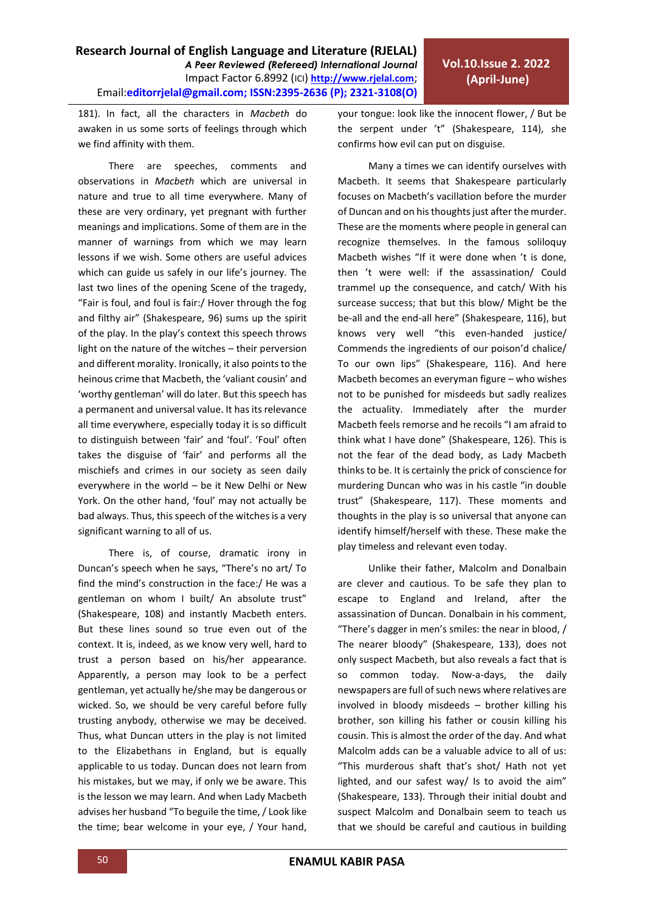181). In fact, all the characters in *Macbeth* do awaken in us some sorts of feelings through which we find affinity with them.

There are speeches, comments and observations in *Macbeth* which are universal in nature and true to all time everywhere. Many of these are very ordinary, yet pregnant with further meanings and implications. Some of them are in the manner of warnings from which we may learn lessons if we wish. Some others are useful advices which can guide us safely in our life's journey. The last two lines of the opening Scene of the tragedy, "Fair is foul, and foul is fair:/ Hover through the fog and filthy air" (Shakespeare, 96) sums up the spirit of the play. In the play's context this speech throws light on the nature of the witches – their perversion and different morality. Ironically, it also points to the heinous crime that Macbeth, the 'valiant cousin' and 'worthy gentleman' will do later. But this speech has a permanent and universal value. It has its relevance all time everywhere, especially today it is so difficult to distinguish between 'fair' and 'foul'. 'Foul' often takes the disguise of 'fair' and performs all the mischiefs and crimes in our society as seen daily everywhere in the world – be it New Delhi or New York. On the other hand, 'foul' may not actually be bad always. Thus, this speech of the witches is a very significant warning to all of us.

There is, of course, dramatic irony in Duncan's speech when he says, "There's no art/ To find the mind's construction in the face:/ He was a gentleman on whom I built/ An absolute trust" (Shakespeare, 108) and instantly Macbeth enters. But these lines sound so true even out of the context. It is, indeed, as we know very well, hard to trust a person based on his/her appearance. Apparently, a person may look to be a perfect gentleman, yet actually he/she may be dangerous or wicked. So, we should be very careful before fully trusting anybody, otherwise we may be deceived. Thus, what Duncan utters in the play is not limited to the Elizabethans in England, but is equally applicable to us today. Duncan does not learn from his mistakes, but we may, if only we be aware. This is the lesson we may learn. And when Lady Macbeth advises her husband "To beguile the time, / Look like the time; bear welcome in your eye, / Your hand, your tongue: look like the innocent flower, / But be the serpent under 't" (Shakespeare, 114), she confirms how evil can put on disguise.

Many a times we can identify ourselves with Macbeth. It seems that Shakespeare particularly focuses on Macbeth's vacillation before the murder of Duncan and on his thoughts just after the murder. These are the moments where people in general can recognize themselves. In the famous soliloquy Macbeth wishes "If it were done when 't is done, then 't were well: if the assassination/ Could trammel up the consequence, and catch/ With his surcease success; that but this blow/ Might be the be-all and the end-all here" (Shakespeare, 116), but knows very well "this even-handed justice/ Commends the ingredients of our poison'd chalice/ To our own lips" (Shakespeare, 116). And here Macbeth becomes an everyman figure – who wishes not to be punished for misdeeds but sadly realizes the actuality. Immediately after the murder Macbeth feels remorse and he recoils "I am afraid to think what I have done" (Shakespeare, 126). This is not the fear of the dead body, as Lady Macbeth thinks to be. It is certainly the prick of conscience for murdering Duncan who was in his castle "in double trust" (Shakespeare, 117). These moments and thoughts in the play is so universal that anyone can identify himself/herself with these. These make the play timeless and relevant even today.

Unlike their father, Malcolm and Donalbain are clever and cautious. To be safe they plan to escape to England and Ireland, after the assassination of Duncan. Donalbain in his comment, "There's dagger in men's smiles: the near in blood, / The nearer bloody" (Shakespeare, 133), does not only suspect Macbeth, but also reveals a fact that is so common today. Now-a-days, the daily newspapers are full of such news where relatives are involved in bloody misdeeds – brother killing his brother, son killing his father or cousin killing his cousin. This is almost the order of the day. And what Malcolm adds can be a valuable advice to all of us: "This murderous shaft that's shot/ Hath not yet lighted, and our safest way/ Is to avoid the aim" (Shakespeare, 133). Through their initial doubt and suspect Malcolm and Donalbain seem to teach us that we should be careful and cautious in building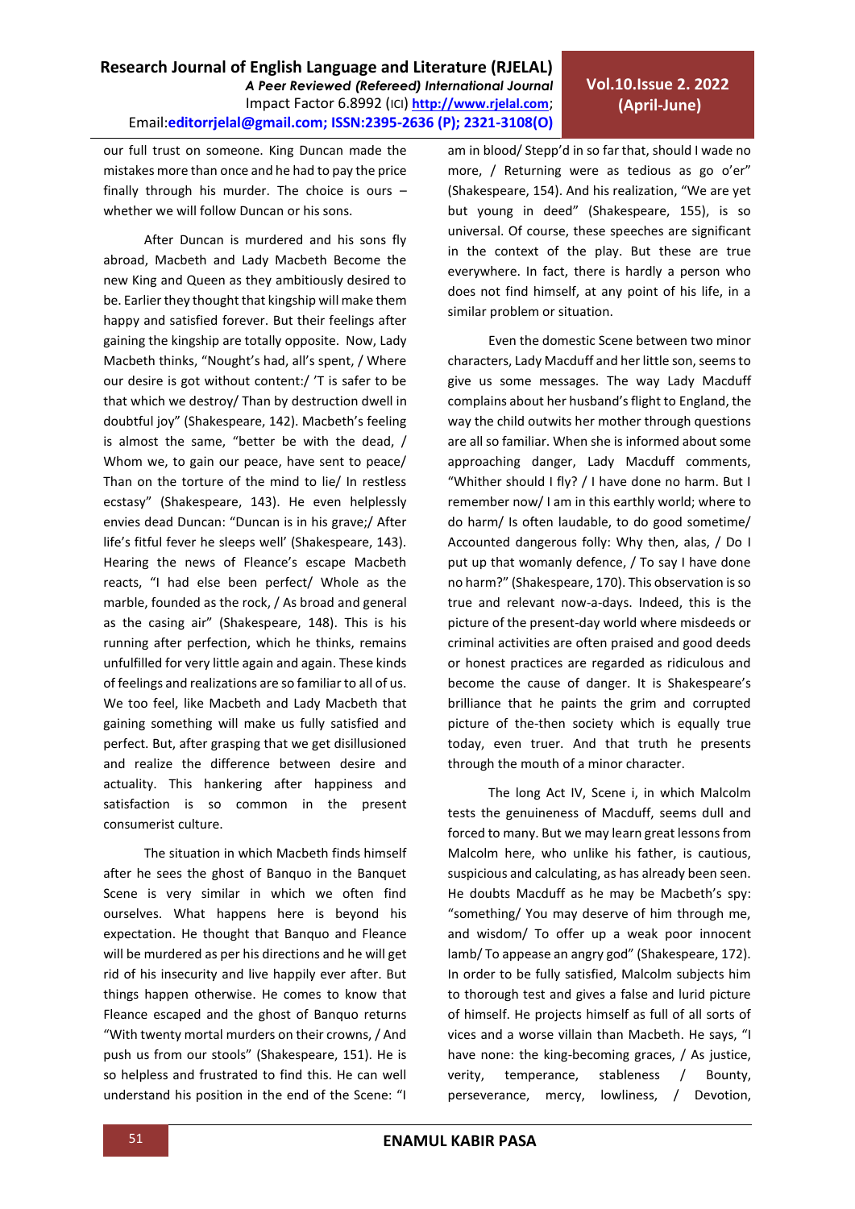our full trust on someone. King Duncan made the mistakes more than once and he had to pay the price finally through his murder. The choice is ours – whether we will follow Duncan or his sons.

After Duncan is murdered and his sons fly abroad, Macbeth and Lady Macbeth Become the new King and Queen as they ambitiously desired to be. Earlier they thought that kingship will make them happy and satisfied forever. But their feelings after gaining the kingship are totally opposite. Now, Lady Macbeth thinks, "Nought's had, all's spent, / Where our desire is got without content:/ 'T is safer to be that which we destroy/ Than by destruction dwell in doubtful joy" (Shakespeare, 142). Macbeth's feeling is almost the same, "better be with the dead, / Whom we, to gain our peace, have sent to peace/ Than on the torture of the mind to lie/ In restless ecstasy" (Shakespeare, 143). He even helplessly envies dead Duncan: "Duncan is in his grave;/ After life's fitful fever he sleeps well' (Shakespeare, 143). Hearing the news of Fleance's escape Macbeth reacts, "I had else been perfect/ Whole as the marble, founded as the rock, / As broad and general as the casing air" (Shakespeare, 148). This is his running after perfection, which he thinks, remains unfulfilled for very little again and again. These kinds of feelings and realizations are so familiar to all of us. We too feel, like Macbeth and Lady Macbeth that gaining something will make us fully satisfied and perfect. But, after grasping that we get disillusioned and realize the difference between desire and actuality. This hankering after happiness and satisfaction is so common in the present consumerist culture.

The situation in which Macbeth finds himself after he sees the ghost of Banquo in the Banquet Scene is very similar in which we often find ourselves. What happens here is beyond his expectation. He thought that Banquo and Fleance will be murdered as per his directions and he will get rid of his insecurity and live happily ever after. But things happen otherwise. He comes to know that Fleance escaped and the ghost of Banquo returns "With twenty mortal murders on their crowns, / And push us from our stools" (Shakespeare, 151). He is so helpless and frustrated to find this. He can well understand his position in the end of the Scene: "I am in blood/ Stepp'd in so far that, should I wade no more, / Returning were as tedious as go o'er" (Shakespeare, 154). And his realization, "We are yet but young in deed" (Shakespeare, 155), is so universal. Of course, these speeches are significant in the context of the play. But these are true everywhere. In fact, there is hardly a person who does not find himself, at any point of his life, in a similar problem or situation.

Even the domestic Scene between two minor characters, Lady Macduff and her little son, seems to give us some messages. The way Lady Macduff complains about her husband's flight to England, the way the child outwits her mother through questions are all so familiar. When she is informed about some approaching danger, Lady Macduff comments, "Whither should I fly? / I have done no harm. But I remember now/ I am in this earthly world; where to do harm/ Is often laudable, to do good sometime/ Accounted dangerous folly: Why then, alas, / Do I put up that womanly defence, / To say I have done no harm?" (Shakespeare, 170). This observation is so true and relevant now-a-days. Indeed, this is the picture of the present-day world where misdeeds or criminal activities are often praised and good deeds or honest practices are regarded as ridiculous and become the cause of danger. It is Shakespeare's brilliance that he paints the grim and corrupted picture of the-then society which is equally true today, even truer. And that truth he presents through the mouth of a minor character.

The long Act IV, Scene i, in which Malcolm tests the genuineness of Macduff, seems dull and forced to many. But we may learn great lessons from Malcolm here, who unlike his father, is cautious, suspicious and calculating, as has already been seen. He doubts Macduff as he may be Macbeth's spy: "something/ You may deserve of him through me, and wisdom/ To offer up a weak poor innocent lamb/ To appease an angry god" (Shakespeare, 172). In order to be fully satisfied, Malcolm subjects him to thorough test and gives a false and lurid picture of himself. He projects himself as full of all sorts of vices and a worse villain than Macbeth. He says, "I have none: the king-becoming graces, / As justice, verity, temperance, stableness / Bounty, perseverance, mercy, lowliness, / Devotion,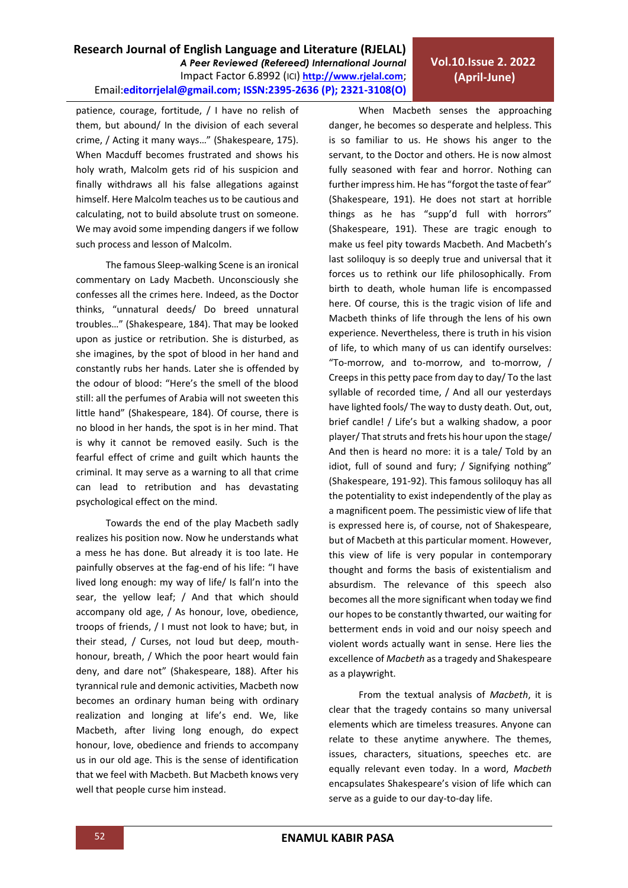patience, courage, fortitude, / I have no relish of them, but abound/ In the division of each several crime, / Acting it many ways…" (Shakespeare, 175). When Macduff becomes frustrated and shows his holy wrath, Malcolm gets rid of his suspicion and finally withdraws all his false allegations against himself. Here Malcolm teaches us to be cautious and calculating, not to build absolute trust on someone. We may avoid some impending dangers if we follow such process and lesson of Malcolm.

The famous Sleep-walking Scene is an ironical commentary on Lady Macbeth. Unconsciously she confesses all the crimes here. Indeed, as the Doctor thinks, "unnatural deeds/ Do breed unnatural troubles…" (Shakespeare, 184). That may be looked upon as justice or retribution. She is disturbed, as she imagines, by the spot of blood in her hand and constantly rubs her hands. Later she is offended by the odour of blood: "Here's the smell of the blood still: all the perfumes of Arabia will not sweeten this little hand" (Shakespeare, 184). Of course, there is no blood in her hands, the spot is in her mind. That is why it cannot be removed easily. Such is the fearful effect of crime and guilt which haunts the criminal. It may serve as a warning to all that crime can lead to retribution and has devastating psychological effect on the mind.

Towards the end of the play Macbeth sadly realizes his position now. Now he understands what a mess he has done. But already it is too late. He painfully observes at the fag-end of his life: "I have lived long enough: my way of life/ Is fall'n into the sear, the yellow leaf; / And that which should accompany old age, / As honour, love, obedience, troops of friends, / I must not look to have; but, in their stead, / Curses, not loud but deep, mouth-honour, breath, / Which the poor heart would fain deny, and dare not" (Shakespeare, 188). After his tyrannical rule and demonic activities, Macbeth now becomes an ordinary human being with ordinary realization and longing at life's end. We, like Macbeth, after living long enough, do expect honour, love, obedience and friends to accompany us in our old age. This is the sense of identification that we feel with Macbeth. But Macbeth knows very well that people curse him instead.

When Macbeth senses the approaching danger, he becomes so desperate and helpless. This is so familiar to us. He shows his anger to the servant, to the Doctor and others. He is now almost fully seasoned with fear and horror. Nothing can further impress him. He has "forgot the taste of fear" (Shakespeare, 191). He does not start at horrible things as he has "supp'd full with horrors" (Shakespeare, 191). These are tragic enough to make us feel pity towards Macbeth. And Macbeth's last soliloquy is so deeply true and universal that it forces us to rethink our life philosophically. From birth to death, whole human life is encompassed here. Of course, this is the tragic vision of life and Macbeth thinks of life through the lens of his own experience. Nevertheless, there is truth in his vision of life, to which many of us can identify ourselves: "To-morrow, and to-morrow, and to-morrow, / Creeps in this petty pace from day to day/ To the last syllable of recorded time, / And all our yesterdays have lighted fools/ The way to dusty death. Out, out, brief candle! / Life's but a walking shadow, a poor player/ That struts and frets his hour upon the stage/ And then is heard no more: it is a tale/ Told by an idiot, full of sound and fury; / Signifying nothing" (Shakespeare, 191-92). This famous soliloquy has all the potentiality to exist independently of the play as a magnificent poem. The pessimistic view of life that is expressed here is, of course, not of Shakespeare, but of Macbeth at this particular moment. However, this view of life is very popular in contemporary thought and forms the basis of existentialism and absurdism. The relevance of this speech also becomes all the more significant when today we find our hopes to be constantly thwarted, our waiting for betterment ends in void and our noisy speech and violent words actually want in sense. Here lies the excellence of *Macbeth* as a tragedy and Shakespeare as a playwright.

From the textual analysis of *Macbeth*, it is clear that the tragedy contains so many universal elements which are timeless treasures. Anyone can relate to these anytime anywhere. The themes, issues, characters, situations, speeches etc. are equally relevant even today. In a word, *Macbeth* encapsulates Shakespeare's vision of life which can serve as a guide to our day-to-day life.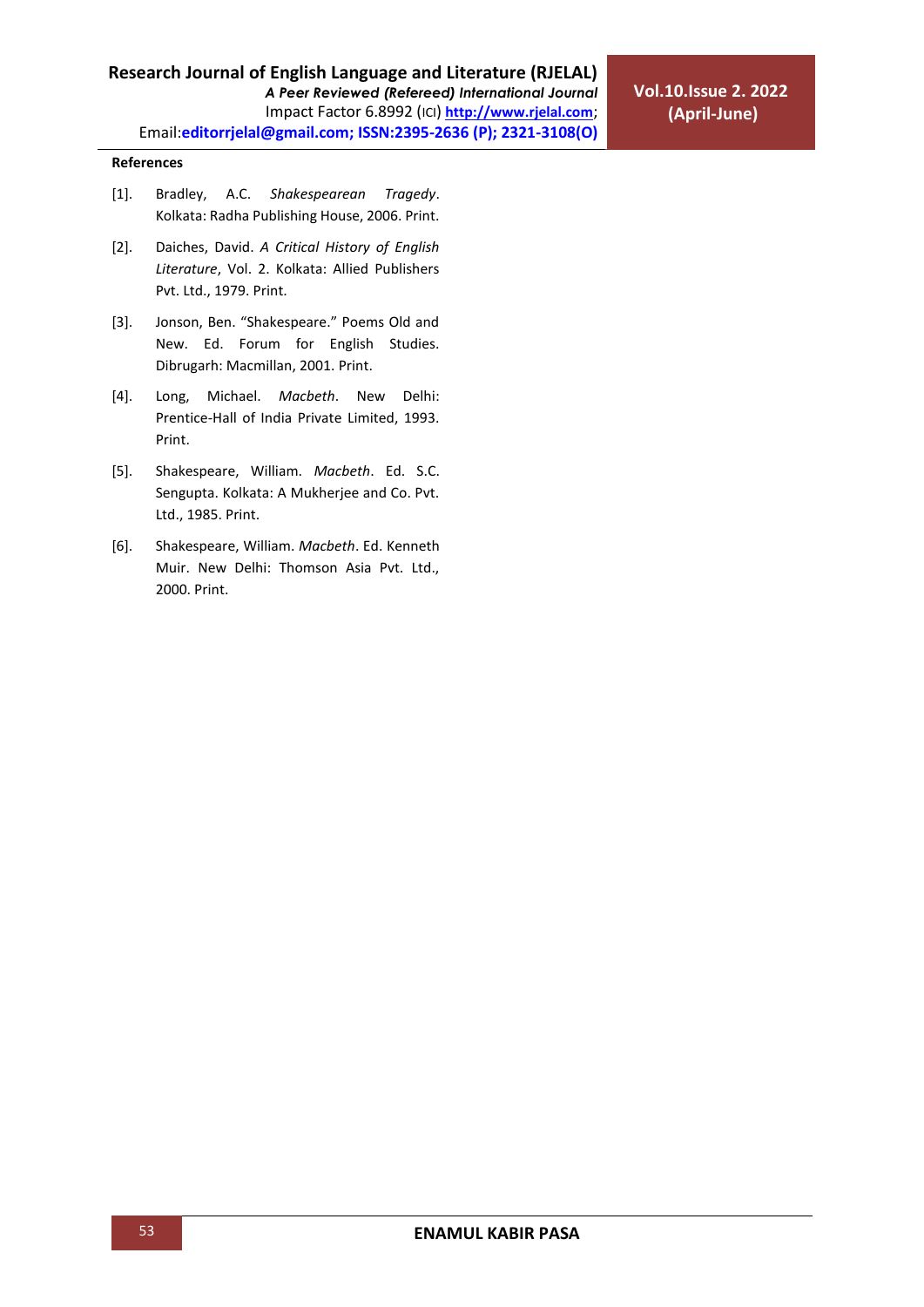**References**

[1]. Bradley, A.C. *Shakespearean Tragedy*. Kolkata: Radha Publishing House, 2006. Print.

[2]. Daiches, David. *A Critical History of English Literature*, Vol. 2. Kolkata: Allied Publishers Pvt. Ltd., 1979. Print.

[3]. Jonson, Ben. "Shakespeare." Poems Old and New. Ed. Forum for English Studies. Dibrugarh: Macmillan, 2001. Print.

[4]. Long, Michael. *Macbeth*. New Delhi: Prentice-Hall of India Private Limited, 1993. Print.

[5]. Shakespeare, William. *Macbeth*. Ed. S.C. Sengupta. Kolkata: A Mukherjee and Co. Pvt. Ltd., 1985. Print.

[6]. Shakespeare, William. *Macbeth*. Ed. Kenneth Muir. New Delhi: Thomson Asia Pvt. Ltd., 2000. Print.